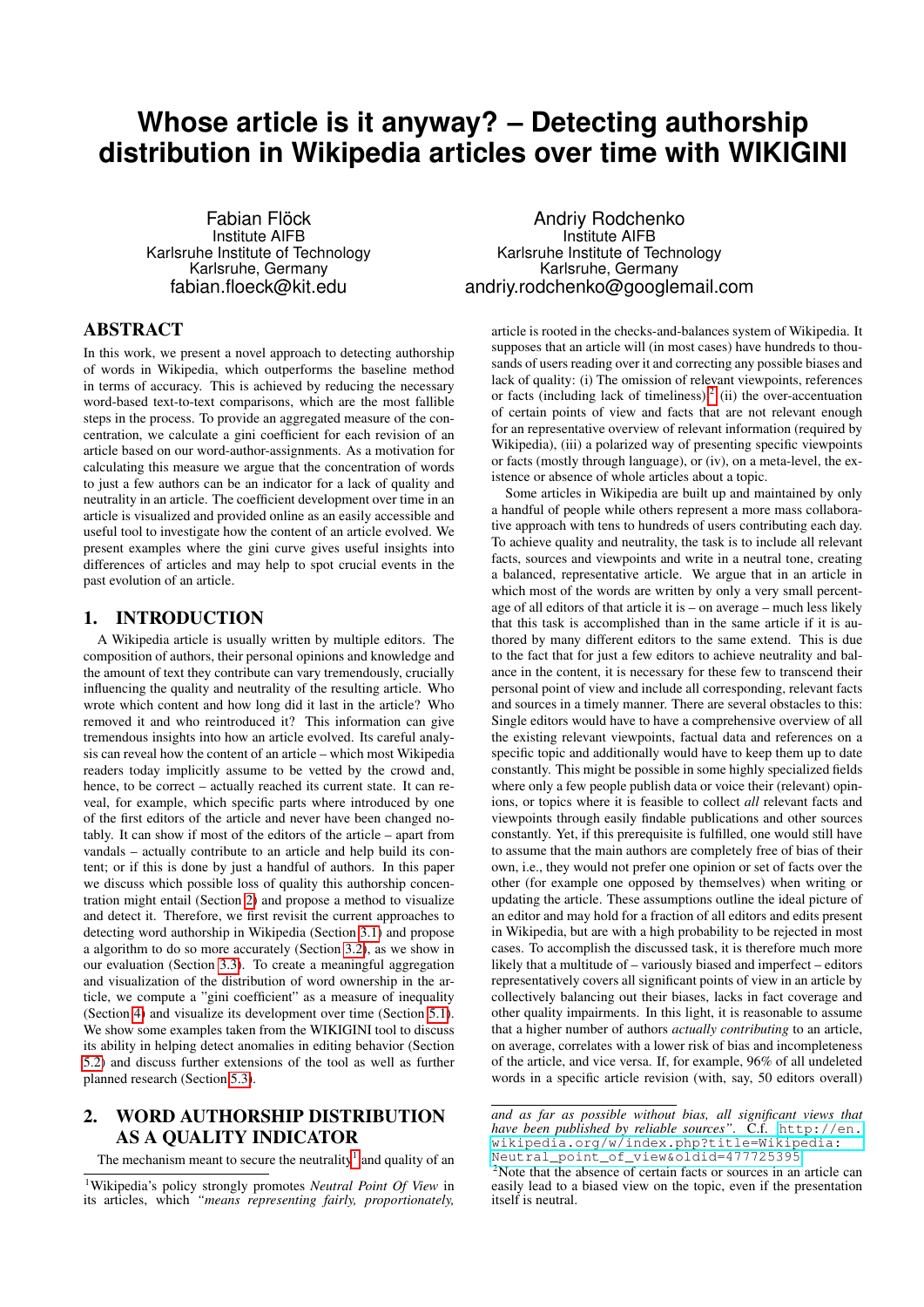# Whose article is it anyway? – Detecting authorship distribution in Wikipedia articles over time with WIKIGINI

Fabian Flöck
Institute AIFB
Karlsruhe Institute of Technology
Karlsruhe, Germany
fabian.floeck@kit.edu

Andriy Rodchenko
Institute AIFB
Karlsruhe Institute of Technology
Karlsruhe, Germany
andriy.rodchenko@googlemail.com

## ABSTRACT

In this work, we present a novel approach to detecting authorship of words in Wikipedia articles, which outperforms the baseline method in terms of accuracy. This is achieved by reducing the necessary word-based text-to-text comparisons, which are the most fallible steps in the process. To provide an aggregated measure of the concentration, we calculate a gini coefficient for each revision of an article based on our word-author-assignments. As a motivation for calculating this measure we argue that the concentration of words to just a few authors can be an indicator for a lack of quality and neutrality in an article. The coefficient development over time in an article is visualized and provided online as an easily accessible and useful tool to investigate how the content of an article evolved. We present examples where the gini curve gives useful insights into differences of articles and may help to spot crucial events in the past evolution of an article.

## 1. INTRODUCTION

A Wikipedia article is usually written by multiple editors. The composition of authors, their personal opinions and knowledge and the amount of text they contribute can vary tremendously, crucially influencing the quality and neutrality of the resulting article. Who wrote which content and how long did it last in the article? Who removed it and who reintroduced it? This information can give tremendous insights into how an article evolved. Its careful analysis can reveal how the content of an article – which most Wikipedia readers today implicitly assume to be vetted by the crowd and, hence, to be correct – actually reached its current state. It can reveal, for example, which specific parts where introduced by one of the first editors of the article and never have been changed notably. It can show if most of the editors of the article – apart from vandals – actually contribute to an article and help build its content; or if this is done by just a handful of authors. In this paper we discuss which possible loss of quality this authorship concentration might entail (Section 2) and propose a method to visualize and detect it. Therefore, we first revisit the current approaches to detecting word authorship in Wikipedia (Section 3.1) and propose a algorithm to do so more accurately (Section 3.2), as we show in our evaluation (Section 3.3). To create a meaningful aggregation and visualization of the distribution of word ownership in the article, we compute a "gini coefficient" as a measure of inequality (Section 4) and visualize its development over time (Section 5.1). We show some examples taken from the WIKIGINI tool to discuss its ability in helping detect anomalies in editing behavior (Section 5.2) and discuss further extensions of the tool as well as further planned research (Section 5.3).

## 2. WORD AUTHORSHIP DISTRIBUTION AS A QUALITY INDICATOR

The mechanism meant to secure the neutrality[1] and quality of an article is rooted in the checks-and-balances system of Wikipedia. It supposes that an article will (in most cases) have hundreds to thousands of users reading over it and correcting any possible biases and lack of quality: (i) The omission of relevant viewpoints, references or facts (including lack of timeliness),[2] (ii) the over-accentuation of certain points of view and facts that are not relevant enough for an representative overview of relevant information (required by Wikipedia), (iii) a polarized way of presenting specific viewpoints or facts (mostly through language), or (iv), on a meta-level, the existence or absence of whole articles about a topic.

Some articles in Wikipedia are built up and maintained by only a handful of people while others represent a more mass collaborative approach with tens to hundreds of users contributing each day. To achieve quality and neutrality, the task is to include all relevant facts, sources and viewpoints and write in a neutral tone, creating a balanced, representative article. We argue that in an article in which most of the words are written by only a very small percentage of all editors of that article it is – on average – much less likely that this task is accomplished than in the same article if it is authored by many different editors to the same extend. This is due to the fact that for just a few editors to achieve neutrality and balance in the content, it is necessary for these few to transcend their personal point of view and include all corresponding, relevant facts and sources in a timely manner. There are several obstacles to this: Single editors would have to have a comprehensive overview of all the existing relevant viewpoints, factual data and references on a specific topic and additionally would have to keep them up to date constantly. This might be possible in some highly specialized fields where only a few people publish data or voice their (relevant) opinions, or topics where it is feasible to collect *all* relevant facts and viewpoints through easily findable publications and other sources constantly. Yet, if this prerequisite is fulfilled, one would still have to assume that the main authors are completely free of bias of their own, i.e., they would not prefer one opinion or set of facts over the other (for example one opposed by themselves) when writing or updating the article. These assumptions outline the ideal picture of an editor and may hold for a fraction of all editors and edits present in Wikipedia, but are with a high probability to be rejected in most cases. To accomplish the discussed task, it is therefore much more likely that a multitude of – variously biased and imperfect – editors representatively covers all significant points of view in an article by collectively balancing out their biases, lacks in fact coverage and other quality impairments. In this light, it is reasonable to assume that a higher number of authors *actually contributing* to an article, on average, correlates with a lower risk of bias and incompleteness of the article, and vice versa. If, for example, 96% of all undeleted words in a specific article revision (with, say, 50 editors overall)

---

[1] Wikipedia's policy strongly promotes *Neutral Point Of View* in its articles, which *"means representing fairly, proportionately, and as far as possible without bias, all significant views that have been published by reliable sources"*. C.f. http://en.wikipedia.org/w/index.php?title=Wikipedia:Neutral_point_of_view&oldid=477725395

[2] Note that the absence of certain facts or sources in an article can easily lead to a biased view on the topic, even if the presentation itself is neutral.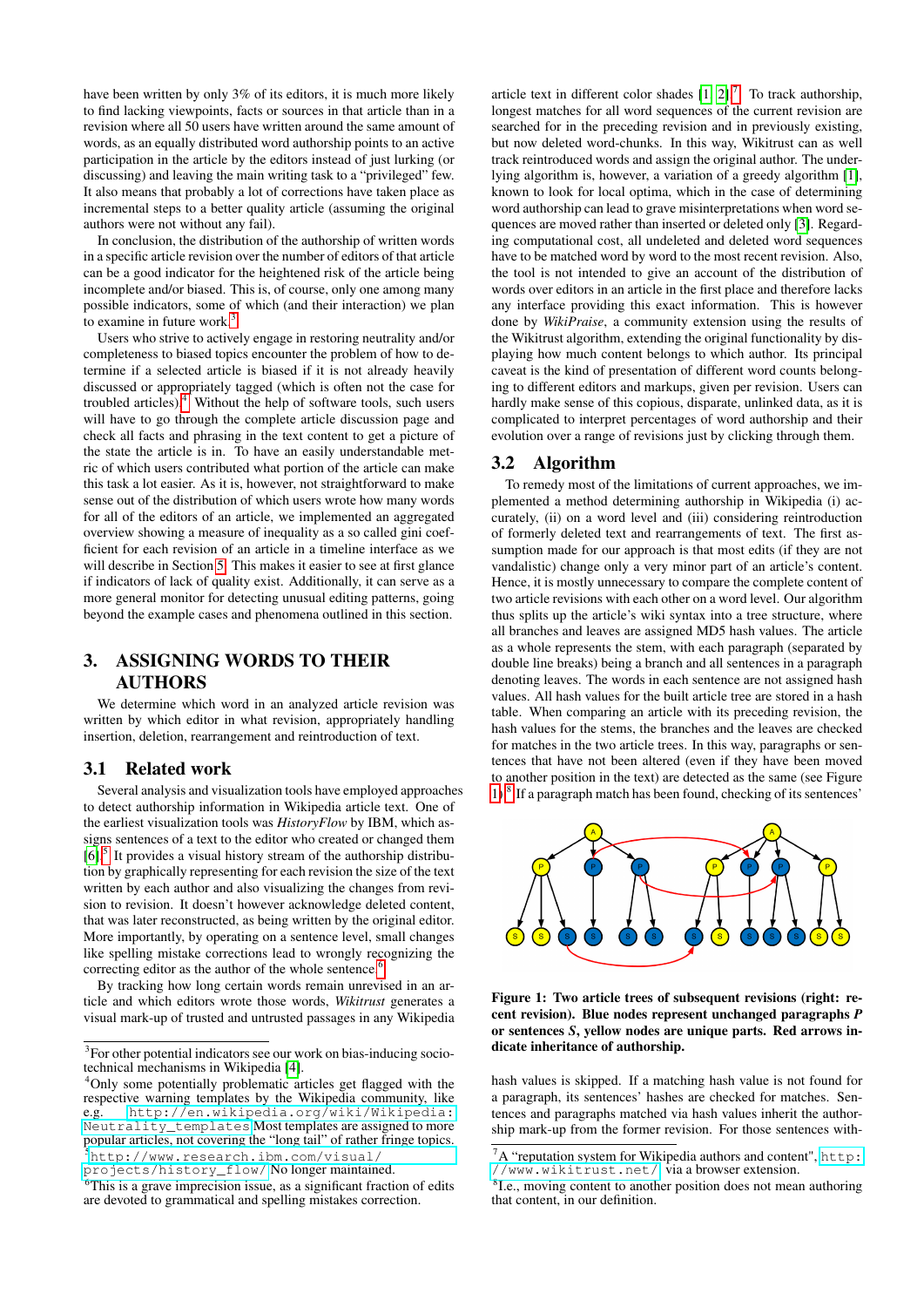have been written by only 3% of its editors, it is much more likely to find lacking viewpoints, facts or sources in that article than in a revision where all 50 users have written around the same amount of words, as an equally distributed word authorship points to an active participation in the article by the editors instead of just lurking (or discussing) and leaving the main writing task to a "privileged" few. It also means that probably a lot of corrections have taken place as incremental steps to a better quality article (assuming the original authors were not without any fail).

In conclusion, the distribution of the authorship of written words in a specific article revision over the number of editors of that article can be a good indicator for the heightened risk of the article being incomplete and/or biased. This is, of course, only one among many possible indicators, some of which (and their interaction) we plan to examine in future work.[3]

Users who strive to actively engage in restoring neutrality and/or completeness to biased topics encounter the problem of how to determine if a selected article is biased if it is not already heavily discussed or appropriately tagged (which is often not the case for troubled articles).[4] Without the help of software tools, such users will have to go through the complete article discussion page and check all facts and phrasing in the text content to get a picture of the state the article is in. To have an easily understandable metric of which users contributed what portion of the article can make this task a lot easier. As it is, however, not straightforward to make sense out of the distribution of which users wrote how many words for all of the editors of an article, we implemented an aggregated overview showing a measure of inequality as a so called gini coefficient for each revision of an article in a timeline interface as we will describe in Section 5. This makes it easier to see at first glance if indicators of lack of quality exist. Additionally, it can serve as a more general monitor for detecting unusual editing patterns, going beyond the example cases and phenomena outlined in this section.

## 3. ASSIGNING WORDS TO THEIR AUTHORS

We determine which word in an analyzed article revision was written by which editor in what revision, appropriately handling insertion, deletion, rearrangement and reintroduction of text.

### 3.1 Related work

Several analysis and visualization tools have employed approaches to detect authorship information in Wikipedia article text. One of the earliest visualization tools was *HistoryFlow* by IBM, which assigns sentences of a text to the editor who created or changed them [6].[5] It provides a visual history stream of the authorship distribution by graphically representing for each revision the size of the text written by each author and also visualizing the changes from revision to revision. It doesn't however acknowledge deleted content, that was later reconstructed, as being written by the original editor. More importantly, by operating on a sentence level, small changes like spelling mistake corrections lead to wrongly recognizing the correcting editor as the author of the whole sentence.[6]

By tracking how long certain words remain unrevised in an article and which editors wrote those words, *Wikitrust* generates a visual mark-up of trusted and untrusted passages in any Wikipedia article text in different color shades [1, 2].[7] To track authorship, longest matches for all word sequences of the current revision are searched for in the preceding revision and in previously existing, but now deleted word-chunks. In this way, Wikitrust can as well track reintroduced words and assign the original author. The underlying algorithm is, however, a variation of a greedy algorithm [1], known to look for local optima, which in the case of determining word authorship can lead to grave misinterpretations when word sequences are moved rather than inserted or deleted only [3]. Regarding computational cost, all undeleted and deleted word sequences have to be matched word by word to the most recent revision. Also, the tool is not intended to give an account of the distribution of words over editors in an article in the first place and therefore lacks any interface providing this exact information. This is however done by *WikiPraise*, a community extension using the results of the Wikitrust algorithm, extending the original functionality by displaying how much content belongs to which author. Its principal caveat is the kind of presentation of different word counts belonging to different editors and markups, given per revision. Users can hardly make sense of this copious, disparate, unlinked data, as it is complicated to interpret percentages of word authorship and their evolution over a range of revisions just by clicking through them.

### 3.2 Algorithm

To remedy most of the limitations of current approaches, we implemented a method determining authorship in Wikipedia (i) accurately, (ii) on a word level and (iii) considering reintroduction of formerly deleted text and rearrangements of text. The first assumption made for our approach is that most edits (if they are not vandalistic) change only a very minor part of an article's content. Hence, it is mostly unnecessary to compare the complete content of two article revisions with each other on a word level. Our algorithm thus splits up the article's wiki syntax into a tree structure, where all branches and leaves are assigned MD5 hash values. The article as a whole represents the stem, with each paragraph (separated by double line breaks) being a branch and all sentences in a paragraph denoting leaves. The words in each sentence are not assigned hash values. All hash values for the built article tree are stored in a hash table. When comparing an article with its preceding revision, the hash values for the stems, the branches and the leaves are checked for matches in the two article trees. In this way, paragraphs or sentences that have not been altered (even if they have been moved to another position in the text) are detected as the same (see Figure 1).[8] If a paragraph match has been found, checking of its sentences' hash values is skipped. If a matching hash value is not found for a paragraph, its sentences' hashes are checked for matches. Sentences and paragraphs matched via hash values inherit the authorship mark-up from the former revision. For those sentences with-

**Figure 1: Two article trees of subsequent revisions (right: recent revision). Blue nodes represent unchanged paragraphs *P* or sentences *S*, yellow nodes are unique parts. Red arrows indicate inheritance of authorship.**

[3] For other potential indicators see our work on bias-inducing socio-technical mechanisms in Wikipedia [4].

[4] Only some potentially problematic articles get flagged with the respective warning templates by the Wikipedia community, like e.g. http://en.wikipedia.org/wiki/Wikipedia:Neutrality_templates Most templates are assigned to more popular articles, not covering the "long tail" of rather fringe topics.

[5] http://www.research.ibm.com/visual/projects/history_flow/ No longer maintained.

[6] This is a grave imprecision issue, as a significant fraction of edits are devoted to grammatical and spelling mistakes correction.

[7] A "reputation system for Wikipedia authors and content", http://www.wikitrust.net/ via a browser extension.

[8] I.e., moving content to another position does not mean authoring that content, in our definition.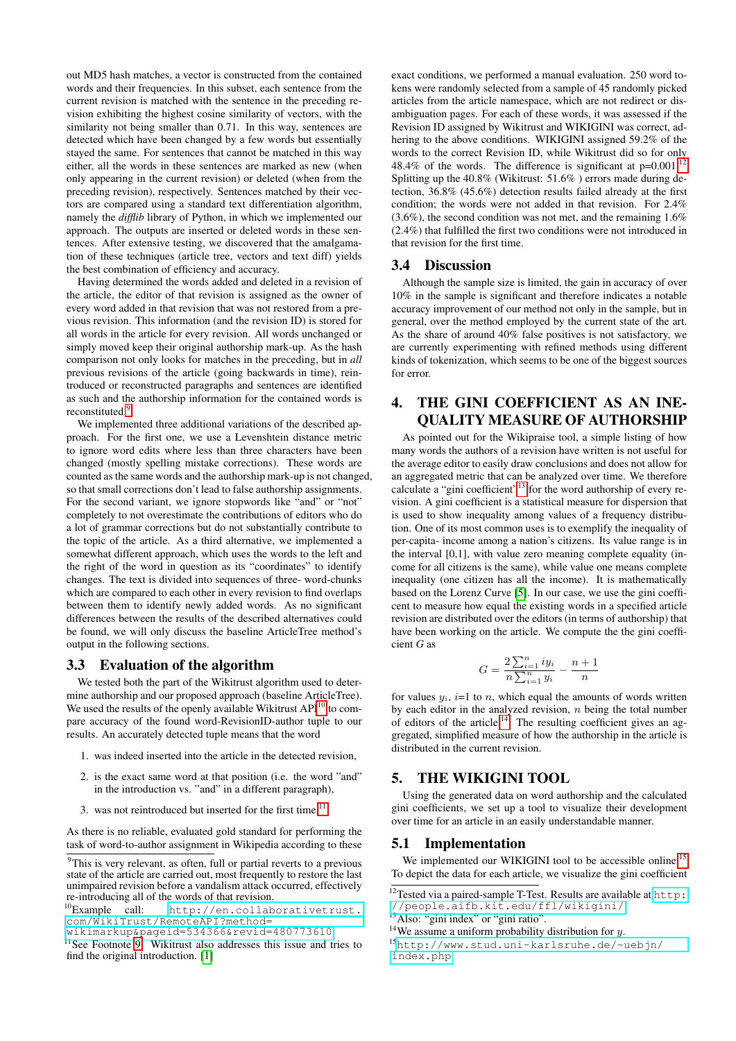out MD5 hash matches, a vector is constructed from the contained words and their frequencies. In this subset, each sentence from the current revision is matched with the sentence in the preceding revision exhibiting the highest cosine similarity of vectors, with the similarity not being smaller than 0.71. In this way, sentences are detected which have been changed by a few words but essentially stayed the same. For sentences that cannot be matched in this way either, all the words in these sentences are marked as new (when only appearing in the current revision) or deleted (when from the preceding revision), respectively. Sentences matched by their vectors are compared using a standard text differentiation algorithm, namely the *difflib* library of Python, in which we implemented our approach. The outputs are inserted or deleted words in these sentences. After extensive testing, we discovered that the amalgamation of these techniques (article tree, vectors and text diff) yields the best combination of efficiency and accuracy.

Having determined the words added and deleted in a revision of the article, the editor of that revision is assigned as the owner of every word added in that revision that was not restored from a previous revision. This information (and the revision ID) is stored for all words in the article for every revision. All words unchanged or simply moved keep their original authorship mark-up. As the hash comparison not only looks for matches in the preceding, but in *all* previous revisions of the article (going backwards in time), reintroduced or reconstructed paragraphs and sentences are identified as such and the authorship information for the contained words is reconstituted.[9]

We implemented three additional variations of the described approach. For the first one, we use a Levenshtein distance metric to ignore word edits where less than three characters have been changed (mostly spelling mistake corrections). These words are counted as the same words and the authorship mark-up is not changed, so that small corrections don't lead to false authorship assignments. For the second variant, we ignore stopwords like "and" or "not" completely to not overestimate the contributions of editors who do a lot of grammar corrections but do not substantially contribute to the topic of the article. As a third alternative, we implemented a somewhat different approach, which uses the words to the left and the right of the word in question as its "coordinates" to identify changes. The text is divided into sequences of three- word-chunks which are compared to each other in every revision to find overlaps between them to identify newly added words. As no significant differences between the results of the described alternatives could be found, we will only discuss the baseline ArticleTree method's output in the following sections.

## 3.3 Evaluation of the algorithm

We tested both the part of the Wikitrust algorithm used to determine authorship and our proposed approach (baseline ArticleTree). We used the results of the openly available Wikitrust API[10] to compare accuracy of the found word-RevisionID-author tuple to our results. An accurately detected tuple means that the word

1. was indeed inserted into the article in the detected revision,
2. is the exact same word at that position (i.e. the word "and" in the introduction vs. "and" in a different paragraph),
3. was not reintroduced but inserted for the first time.[11]

As there is no reliable, evaluated gold standard for performing the task of word-to-author assignment in Wikipedia according to these exact conditions, we performed a manual evaluation. 250 word tokens were randomly selected from a sample of 45 randomly picked articles from the article namespace, which are not redirect or disambiguation pages. For each of these words, it was assessed if the Revision ID assigned by Wikitrust and WIKIGINI was correct, adhering to the above conditions. WIKIGINI assigned 59.2% of the words to the correct Revision ID, while Wikitrust did so for only 48.4% of the words. The difference is significant at p=0.001.[12] Splitting up the 40.8% (Wikitrust: 51.6% ) errors made during detection, 36.8% (45.6%) detection results failed already at the first condition; the words were not added in that revision. For 2.4% (3.6%), the second condition was not met, and the remaining 1.6% (2.4%) that fulfilled the first two conditions were not introduced in that revision for the first time.

## 3.4 Discussion

Although the sample size is limited, the gain in accuracy of over 10% in the sample is significant and therefore indicates a notable accuracy improvement of our method not only in the sample, but in general, over the method employed by the current state of the art. As the share of around 40% false positives is not satisfactory, we are currently experimenting with refined methods using different kinds of tokenization, which seems to be one of the biggest sources for error.

# 4. THE GINI COEFFICIENT AS AN INEQUALITY MEASURE OF AUTHORSHIP

As pointed out for the Wikipraise tool, a simple listing of how many words the authors of a revision have written is not useful for the average editor to easily draw conclusions and does not allow for an aggregated metric that can be analyzed over time. We therefore calculate a "gini coefficient"[13] for the word authorship of every revision. A gini coefficient is a statistical measure for dispersion that is used to show inequality among values of a frequency distribution. One of its most common uses is to exemplify the inequality of per-capita- income among a nation's citizens. Its value range is in the interval [0,1], with value zero meaning complete equality (income for all citizens is the same), while value one means complete inequality (one citizen has all the income). It is mathematically based on the Lorenz Curve [5]. In our case, we use the gini coefficent to measure how equal the existing words in a specified article revision are distributed over the editors (in terms of authorship) that have been working on the article. We compute the the gini coefficient $G$ as

$$G = \frac{2\sum_{i=1}^{n} iy_i}{n\sum_{i=1}^{n} y_i} - \frac{n+1}{n}$$

for values $y_i$, $i$=1 to $n$, which equal the amounts of words written by each editor in the analyzed revision, $n$ being the total number of editors of the article.[14] The resulting coefficient gives an aggregated, simplified measure of how the authorship in the article is distributed in the current revision.

# 5. THE WIKIGINI TOOL

Using the generated data on word authorship and the calculated gini coefficients, we set up a tool to visualize their development over time for an article in an easily understandable manner.

## 5.1 Implementation

We implemented our WIKIGINI tool to be accessible online.[15] To depict the data for each article, we visualize the gini coefficient

---

[9] This is very relevant, as often, full or partial reverts to a previous state of the article are carried out, most frequently to restore the last unimpaired revision before a vandalism attack occurred, effectively re-introducing all of the words of that revision.

[10] Example call: http://en.collaborativetrust.com/WikiTrust/RemoteAPI?method=wikimarkup&pageid=534366&revid=480773610

[11] See Footnote 9. Wikitrust also addresses this issue and tries to find the original introduction. [1]

[12] Tested via a paired-sample T-Test. Results are available at http://people.aifb.kit.edu/ffl/wikigini/

[13] Also: "gini index" or "gini ratio".

[14] We assume a uniform probability distribution for $y$.

[15] http://www.stud.uni-karlsruhe.de/~uebjn/index.php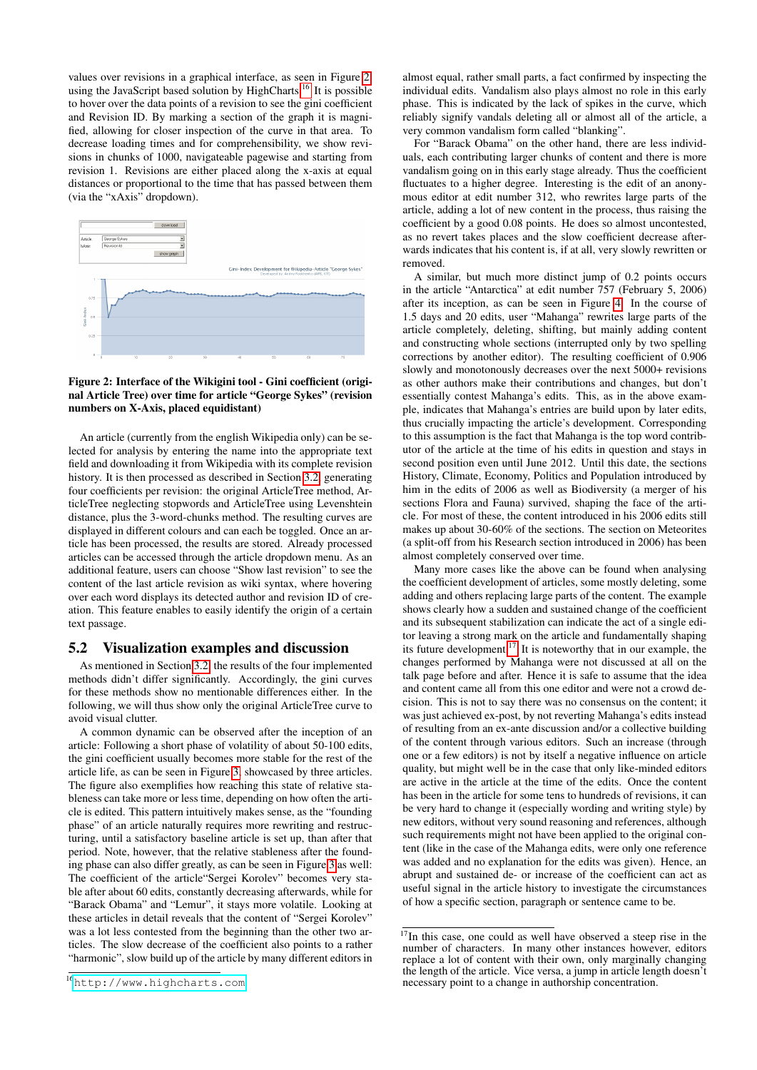values over revisions in a graphical interface, as seen in Figure 2, using the JavaScript based solution by HighCharts.[16] It is possible to hover over the data points of a revision to see the gini coefficient and Revision ID. By marking a section of the graph it is magnified, allowing for closer inspection of the curve in that area. To decrease loading times and for comprehensibility, we show revisions in chunks of 1000, navigateable pagewise and starting from revision 1. Revisions are either placed along the x-axis at equal distances or proportional to the time that has passed between them (via the "xAxis" dropdown).

**Figure 2: Interface of the Wikigini tool - Gini coefficient (original Article Tree) over time for article "George Sykes" (revision numbers on X-Axis, placed equidistant)**

An article (currently from the english Wikipedia only) can be selected for analysis by entering the name into the appropriate text field and downloading it from Wikipedia with its complete revision history. It is then processed as described in Section 3.2, generating four coefficients per revision: the original ArticleTree method, ArticleTree neglecting stopwords and ArticleTree using Levenshtein distance, plus the 3-word-chunks method. The resulting curves are displayed in different colours and can each be toggled. Once an article has been processed, the results are stored. Already processed articles can be accessed through the article dropdown menu. As an additional feature, users can choose "Show last revision" to see the content of the last article revision as wiki syntax, where hovering over each word displays its detected author and revision ID of creation. This feature enables to easily identify the origin of a certain text passage.

## 5.2 Visualization examples and discussion

As mentioned in Section 3.2, the results of the four implemented methods didn't differ significantly. Accordingly, the gini curves for these methods show no mentionable differences either. In the following, we will thus show only the original ArticleTree curve to avoid visual clutter.

A common dynamic can be observed after the inception of an article: Following a short phase of volatility of about 50-100 edits, the gini coefficient usually becomes more stable for the rest of the article life, as can be seen in Figure 3, showcased by three articles. The figure also exemplifies how reaching this state of relative stableness can take more or less time, depending on how often the article is edited. This pattern intuitively makes sense, as the "founding phase" of an article naturally requires more rewriting and restructuring, until a satisfactory baseline article is set up, than after that period. Note, however, that the relative stableness after the founding phase can also differ greatly, as can be seen in Figure 3 as well: The coefficient of the article"Sergei Korolev" becomes very stable after about 60 edits, constantly decreasing afterwards, while for "Barack Obama" and "Lemur", it stays more volatile. Looking at these articles in detail reveals that the content of "Sergei Korolev" was a lot less contested from the beginning than the other two articles. The slow decrease of the coefficient also points to a rather "harmonic", slow build up of the article by many different editors in almost equal, rather small parts, a fact confirmed by inspecting the individual edits. Vandalism also plays almost no role in this early phase. This is indicated by the lack of spikes in the curve, which reliably signify vandals deleting all or almost all of the article, a very common vandalism form called "blanking".

For "Barack Obama" on the other hand, there are less individuals, each contributing larger chunks of content and there is more vandalism going on in this early stage already. Thus the coefficient fluctuates to a higher degree. Interesting is the edit of an anonymous editor at edit number 312, who rewrites large parts of the article, adding a lot of new content in the process, thus raising the coefficient by a good 0.08 points. He does so almost uncontested, as no revert takes places and the slow coefficient decrease afterwards indicates that his content is, if at all, very slowly rewritten or removed.

A similar, but much more distinct jump of 0.2 points occurs in the article "Antarctica" at edit number 757 (February 5, 2006) after its inception, as can be seen in Figure 4. In the course of 1.5 days and 20 edits, user "Mahanga" rewrites large parts of the article completely, deleting, shifting, but mainly adding content and constructing whole sections (interrupted only by two spelling corrections by another editor). The resulting coefficient of 0.906 slowly and monotonously decreases over the next 5000+ revisions as other authors make their contributions and changes, but don't essentially contest Mahanga's edits. This, as in the above example, indicates that Mahanga's entries are build upon by later edits, thus crucially impacting the article's development. Corresponding to this assumption is the fact that Mahanga is the top word contributor of the article at the time of his edits in question and stays in second position even until June 2012. Until this date, the sections History, Climate, Economy, Politics and Population introduced by him in the edits of 2006 as well as Biodiversity (a merger of his sections Flora and Fauna) survived, shaping the face of the article. For most of these, the content introduced in his 2006 edits still makes up about 30-60% of the sections. The section on Meteorites (a split-off from his Research section introduced in 2006) has been almost completely conserved over time.

Many more cases like the above can be found when analysing the coefficient development of articles, some mostly deleting, some adding and others replacing large parts of the content. The example shows clearly how a sudden and sustained change of the coefficient and its subsequent stabilization can indicate the act of a single editor leaving a strong mark on the article and fundamentally shaping its future development.[17] It is noteworthy that in our example, the changes performed by Mahanga were not discussed at all on the talk page before and after. Hence it is safe to assume that the idea and content came all from this one editor and were not a crowd decision. This is not to say there was no consensus on the content; it was just achieved ex-post, by not reverting Mahanga's edits instead of resulting from an ex-ante discussion and/or a collective building of the content through various editors. Such an increase (through one or a few editors) is not by itself a negative influence on article quality, but might well be in the case that only like-minded editors are active in the article at the time of the edits. Once the content has been in the article for some tens to hundreds of revisions, it can be very hard to change it (especially wording and writing style) by new editors, without very sound reasoning and references, although such requirements might not have been applied to the original content (like in the case of the Mahanga edits, were only one reference was added and no explanation for the edits was given). Hence, an abrupt and sustained de- or increase of the coefficient can act as useful signal in the article history to investigate the circumstances of how a specific section, paragraph or sentence came to be.

---

[16] http://www.highcharts.com

[17] In this case, one could as well have observed a steep rise in the number of characters. In many other instances however, editors replace a lot of content with their own, only marginally changing the length of the article. Vice versa, a jump in article length doesn't necessary point to a change in authorship concentration.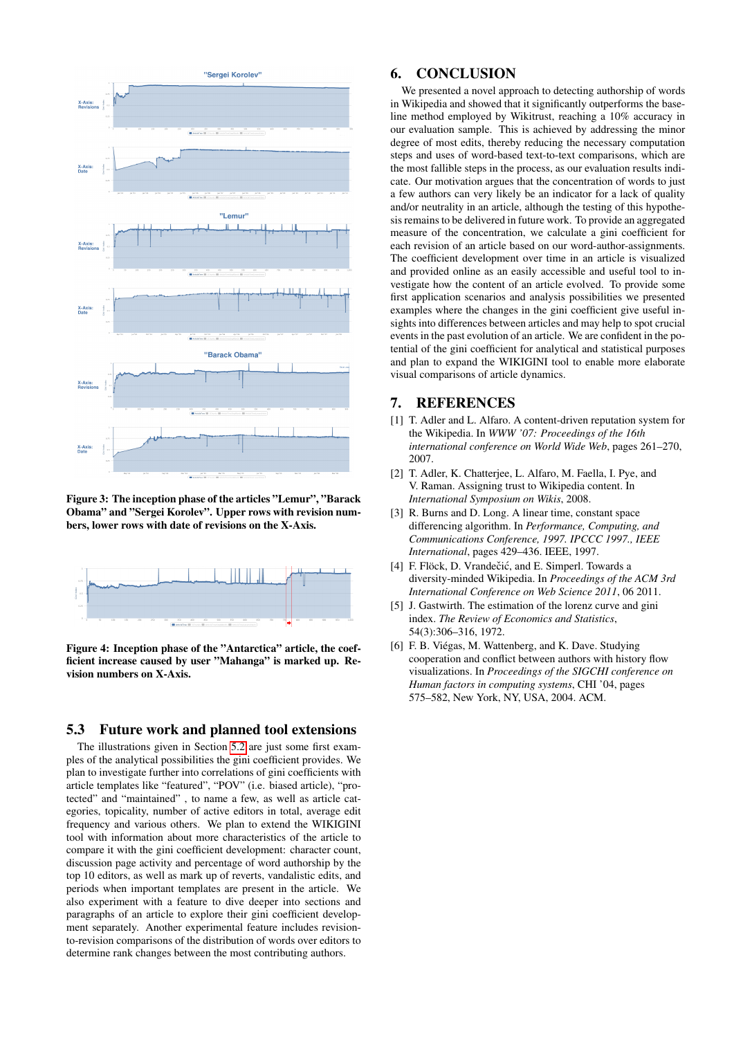"Sergei Korolev"

X-Axis: Revisions

X-Axis: Date

"Lemur"

X-Axis: Revisions

X-Axis: Date

"Barack Obama"

X-Axis: Revisions

X-Axis: Date

**Figure 3: The inception phase of the articles "Lemur", "Barack Obama" and "Sergei Korolev". Upper rows with revision numbers, lower rows with date of revisions on the X-Axis.**

**Figure 4: Inception phase of the "Antarctica" article, the coefficient increase caused by user "Mahanga" is marked up. Revision numbers on X-Axis.**

### 5.3 Future work and planned tool extensions

The illustrations given in Section 5.2 are just some first examples of the analytical possibilities the gini coefficient provides. We plan to investigate further into correlations of gini coefficients with article templates like "featured", "POV" (i.e. biased article), "protected" and "maintained" , to name a few, as well as article categories, topicality, number of active editors in total, average edit frequency and various others. We plan to extend the WIKIGINI tool with information about more characteristics of the article to compare it with the gini coefficient development: character count, discussion page activity and percentage of word authorship by the top 10 editors, as well as mark up of reverts, vandalistic edits, and periods when important templates are present in the article. We also experiment with a feature to dive deeper into sections and paragraphs of an article to explore their gini coefficient development separately. Another experimental feature includes revision-to-revision comparisons of the distribution of words over editors to determine rank changes between the most contributing authors.

## 6. CONCLUSION

We presented a novel approach to detecting authorship of words in Wikipedia and showed that it significantly outperforms the baseline method employed by Wikitrust, reaching a 10% accuracy in our evaluation sample. This is achieved by addressing the minor degree of most edits, thereby reducing the necessary computation steps and uses of word-based text-to-text comparisons, which are the most fallible steps in the process, as our evaluation results indicate. Our motivation argues that the concentration of words to just a few authors can very likely be an indicator for a lack of quality and/or neutrality in an article, although the testing of this hypothesis remains to be delivered in future work. To provide an aggregated measure of the concentration, we calculate a gini coefficient for each revision of an article based on our word-author-assignments. The coefficient development over time in an article is visualized and provided online as an easily accessible and useful tool to investigate how the content of an article evolved. To provide some first application scenarios and analysis possibilities we presented examples where the changes in the gini coefficient give useful insights into differences between articles and may help to spot crucial events in the past evolution of an article. We are confident in the potential of the gini coefficient for analytical and statistical purposes and plan to expand the WIKIGINI tool to enable more elaborate visual comparisons of article dynamics.

## 7. REFERENCES

[1] T. Adler and L. Alfaro. A content-driven reputation system for the Wikipedia. In *WWW '07: Proceedings of the 16th international conference on World Wide Web*, pages 261–270, 2007.

[2] T. Adler, K. Chatterjee, L. Alfaro, M. Faella, I. Pye, and V. Raman. Assigning trust to Wikipedia content. In *International Symposium on Wikis*, 2008.

[3] R. Burns and D. Long. A linear time, constant space differencing algorithm. In *Performance, Computing, and Communications Conference, 1997. IPCCC 1997., IEEE International*, pages 429–436. IEEE, 1997.

[4] F. Flöck, D. Vrandečić, and E. Simperl. Towards a diversity-minded Wikipedia. In *Proceedings of the ACM 3rd International Conference on Web Science 2011*, 06 2011.

[5] J. Gastwirth. The estimation of the lorenz curve and gini index. *The Review of Economics and Statistics*, 54(3):306–316, 1972.

[6] F. B. Viégas, M. Wattenberg, and K. Dave. Studying cooperation and conflict between authors with history flow visualizations. In *Proceedings of the SIGCHI conference on Human factors in computing systems*, CHI '04, pages 575–582, New York, NY, USA, 2004. ACM.